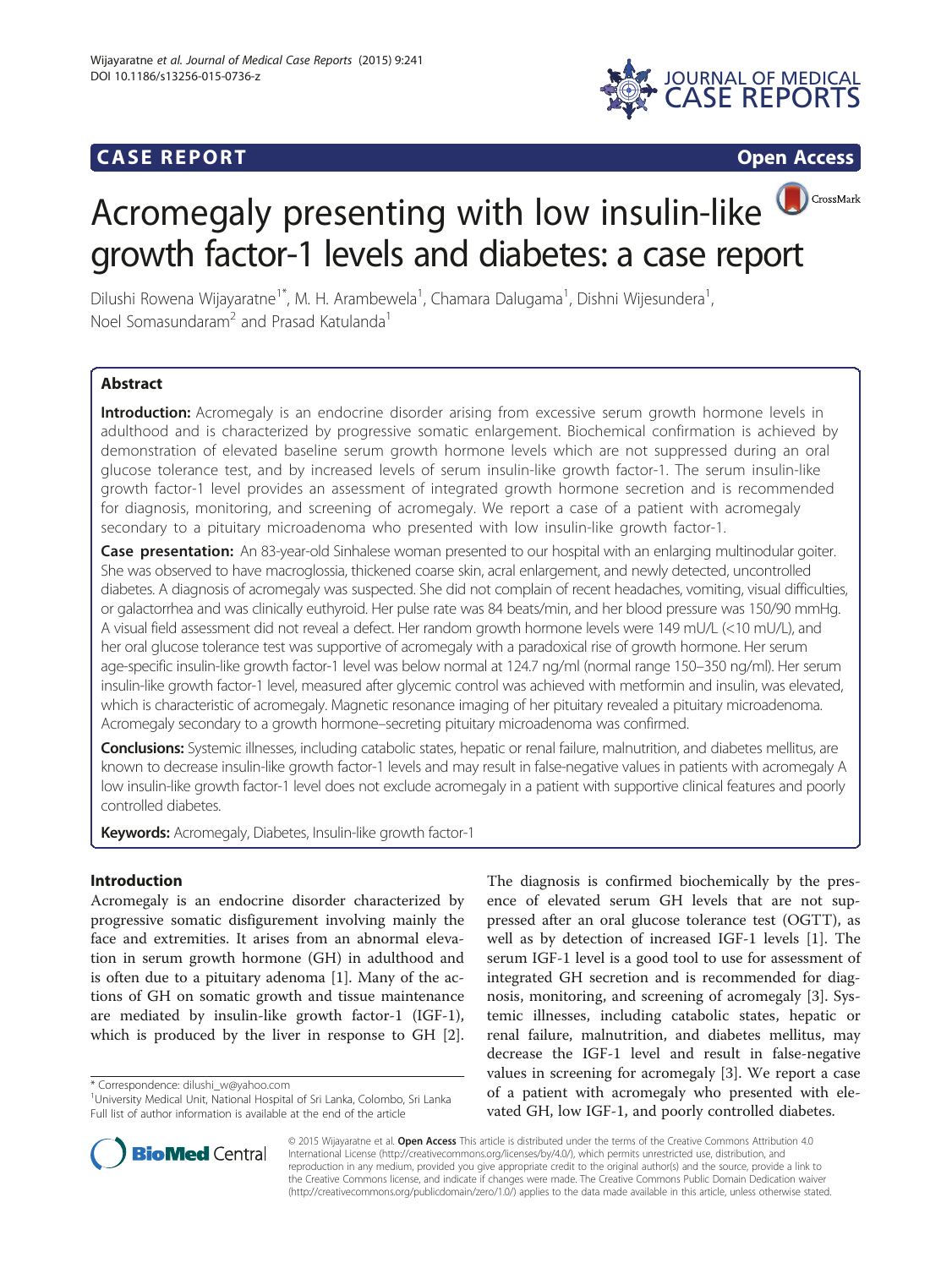**CASE REPORT** **Open Access**

# Acromegaly presenting with low insulin-like growth factor-1 levels and diabetes: a case report

Dilushi Rowena Wijayaratne[1*], M. H. Arambewela[1], Chamara Dalugama[1], Dishni Wijesundera[1], Noel Somasundaram[2] and Prasad Katulanda[1]

## Abstract

**Introduction:** Acromegaly is an endocrine disorder arising from excessive serum growth hormone levels in adulthood and is characterized by progressive somatic enlargement. Biochemical confirmation is achieved by demonstration of elevated baseline serum growth hormone levels which are not suppressed during an oral glucose tolerance test, and by increased levels of serum insulin-like growth factor-1. The serum insulin-like growth factor-1 level provides an assessment of integrated growth hormone secretion and is recommended for diagnosis, monitoring, and screening of acromegaly. We report a case of a patient with acromegaly secondary to a pituitary microadenoma who presented with low insulin-like growth factor-1.

**Case presentation:** An 83-year-old Sinhalese woman presented to our hospital with an enlarging multinodular goiter. She was observed to have macroglossia, thickened coarse skin, acral enlargement, and newly detected, uncontrolled diabetes. A diagnosis of acromegaly was suspected. She did not complain of recent headaches, vomiting, visual difficulties, or galactorrhea and was clinically euthyroid. Her pulse rate was 84 beats/min, and her blood pressure was 150/90 mmHg. A visual field assessment did not reveal a defect. Her random growth hormone levels were 149 mU/L (<10 mU/L), and her oral glucose tolerance test was supportive of acromegaly with a paradoxical rise of growth hormone. Her serum age-specific insulin-like growth factor-1 level was below normal at 124.7 ng/ml (normal range 150–350 ng/ml). Her serum insulin-like growth factor-1 level, measured after glycemic control was achieved with metformin and insulin, was elevated, which is characteristic of acromegaly. Magnetic resonance imaging of her pituitary revealed a pituitary microadenoma. Acromegaly secondary to a growth hormone–secreting pituitary microadenoma was confirmed.

**Conclusions:** Systemic illnesses, including catabolic states, hepatic or renal failure, malnutrition, and diabetes mellitus, are known to decrease insulin-like growth factor-1 levels and may result in false-negative values in patients with acromegaly A low insulin-like growth factor-1 level does not exclude acromegaly in a patient with supportive clinical features and poorly controlled diabetes.

**Keywords:** Acromegaly, Diabetes, Insulin-like growth factor-1

## Introduction

Acromegaly is an endocrine disorder characterized by progressive somatic disfigurement involving mainly the face and extremities. It arises from an abnormal elevation in serum growth hormone (GH) in adulthood and is often due to a pituitary adenoma [1]. Many of the actions of GH on somatic growth and tissue maintenance are mediated by insulin-like growth factor-1 (IGF-1), which is produced by the liver in response to GH [2]. The diagnosis is confirmed biochemically by the presence of elevated serum GH levels that are not suppressed after an oral glucose tolerance test (OGTT), as well as by detection of increased IGF-1 levels [1]. The serum IGF-1 level is a good tool to use for assessment of integrated GH secretion and is recommended for diagnosis, monitoring, and screening of acromegaly [3]. Systemic illnesses, including catabolic states, hepatic or renal failure, malnutrition, and diabetes mellitus, may decrease the IGF-1 level and result in false-negative values in screening for acromegaly [3]. We report a case of a patient with acromegaly who presented with elevated GH, low IGF-1, and poorly controlled diabetes.

\* Correspondence: dilushi_w@yahoo.com
[1]University Medical Unit, National Hospital of Sri Lanka, Colombo, Sri Lanka
Full list of author information is available at the end of the article

© 2015 Wijayaratne et al. **Open Access** This article is distributed under the terms of the Creative Commons Attribution 4.0 International License (http://creativecommons.org/licenses/by/4.0/), which permits unrestricted use, distribution, and reproduction in any medium, provided you give appropriate credit to the original author(s) and the source, provide a link to the Creative Commons license, and indicate if changes were made. The Creative Commons Public Domain Dedication waiver (http://creativecommons.org/publicdomain/zero/1.0/) applies to the data made available in this article, unless otherwise stated.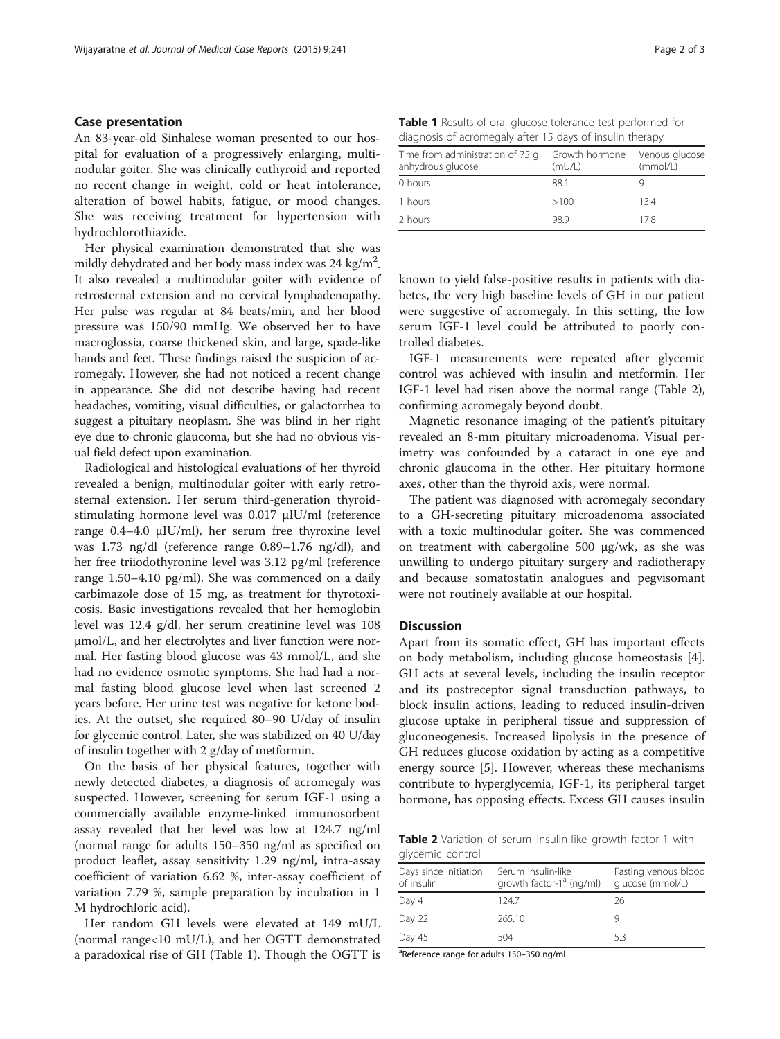## Case presentation

An 83-year-old Sinhalese woman presented to our hospital for evaluation of a progressively enlarging, multinodular goiter. She was clinically euthyroid and reported no recent change in weight, cold or heat intolerance, alteration of bowel habits, fatigue, or mood changes. She was receiving treatment for hypertension with hydrochlorothiazide.

Her physical examination demonstrated that she was mildly dehydrated and her body mass index was 24 kg/m$^2$. It also revealed a multinodular goiter with evidence of retrosternal extension and no cervical lymphadenopathy. Her pulse was regular at 84 beats/min, and her blood pressure was 150/90 mmHg. We observed her to have macroglossia, coarse thickened skin, and large, spade-like hands and feet. These findings raised the suspicion of acromegaly. However, she had not noticed a recent change in appearance. She did not describe having had recent headaches, vomiting, visual difficulties, or galactorrhea to suggest a pituitary neoplasm. She was blind in her right eye due to chronic glaucoma, but she had no obvious visual field defect upon examination.

Radiological and histological evaluations of her thyroid revealed a benign, multinodular goiter with early retrosternal extension. Her serum third-generation thyroid-stimulating hormone level was 0.017 μIU/ml (reference range 0.4–4.0 μIU/ml), her serum free thyroxine level was 1.73 ng/dl (reference range 0.89–1.76 ng/dl), and her free triiodothyronine level was 3.12 pg/ml (reference range 1.50–4.10 pg/ml). She was commenced on a daily carbimazole dose of 15 mg, as treatment for thyrotoxicosis. Basic investigations revealed that her hemoglobin level was 12.4 g/dl, her serum creatinine level was 108 μmol/L, and her electrolytes and liver function were normal. Her fasting blood glucose was 43 mmol/L, and she had no evidence osmotic symptoms. She had had a normal fasting blood glucose level when last screened 2 years before. Her urine test was negative for ketone bodies. At the outset, she required 80–90 U/day of insulin for glycemic control. Later, she was stabilized on 40 U/day of insulin together with 2 g/day of metformin.

On the basis of her physical features, together with newly detected diabetes, a diagnosis of acromegaly was suspected. However, screening for serum IGF-1 using a commercially available enzyme-linked immunosorbent assay revealed that her level was low at 124.7 ng/ml (normal range for adults 150–350 ng/ml as specified on product leaflet, assay sensitivity 1.29 ng/ml, intra-assay coefficient of variation 6.62 %, inter-assay coefficient of variation 7.79 %, sample preparation by incubation in 1 M hydrochloric acid).

Her random GH levels were elevated at 149 mU/L (normal range<10 mU/L), and her OGTT demonstrated a paradoxical rise of GH (Table 1). Though the OGTT is known to yield false-positive results in patients with diabetes, the very high baseline levels of GH in our patient were suggestive of acromegaly. In this setting, the low serum IGF-1 level could be attributed to poorly controlled diabetes.

**Table 1** Results of oral glucose tolerance test performed for diagnosis of acromegaly after 15 days of insulin therapy

| Time from administration of 75 g anhydrous glucose | Growth hormone (mU/L) | Venous glucose (mmol/L) |
|---|---|---|
| 0 hours | 88.1 | 9 |
| 1 hours | >100 | 13.4 |
| 2 hours | 98.9 | 17.8 |

IGF-1 measurements were repeated after glycemic control was achieved with insulin and metformin. Her IGF-1 level had risen above the normal range (Table 2), confirming acromegaly beyond doubt.

Magnetic resonance imaging of the patient's pituitary revealed an 8-mm pituitary microadenoma. Visual perimetry was confounded by a cataract in one eye and chronic glaucoma in the other. Her pituitary hormone axes, other than the thyroid axis, were normal.

The patient was diagnosed with acromegaly secondary to a GH-secreting pituitary microadenoma associated with a toxic multinodular goiter. She was commenced on treatment with cabergoline 500 μg/wk, as she was unwilling to undergo pituitary surgery and radiotherapy and because somatostatin analogues and pegvisomant were not routinely available at our hospital.

## Discussion

Apart from its somatic effect, GH has important effects on body metabolism, including glucose homeostasis [4]. GH acts at several levels, including the insulin receptor and its postreceptor signal transduction pathways, to block insulin actions, leading to reduced insulin-driven glucose uptake in peripheral tissue and suppression of gluconeogenesis. Increased lipolysis in the presence of GH reduces glucose oxidation by acting as a competitive energy source [5]. However, whereas these mechanisms contribute to hyperglycemia, IGF-1, its peripheral target hormone, has opposing effects. Excess GH causes insulin

**Table 2** Variation of serum insulin-like growth factor-1 with glycemic control

| Days since initiation of insulin | Serum insulin-like growth factor-1[a] (ng/ml) | Fasting venous blood glucose (mmol/L) |
|---|---|---|
| Day 4 | 124.7 | 26 |
| Day 22 | 265.10 | 9 |
| Day 45 | 504 | 5.3 |

[a]Reference range for adults 150–350 ng/ml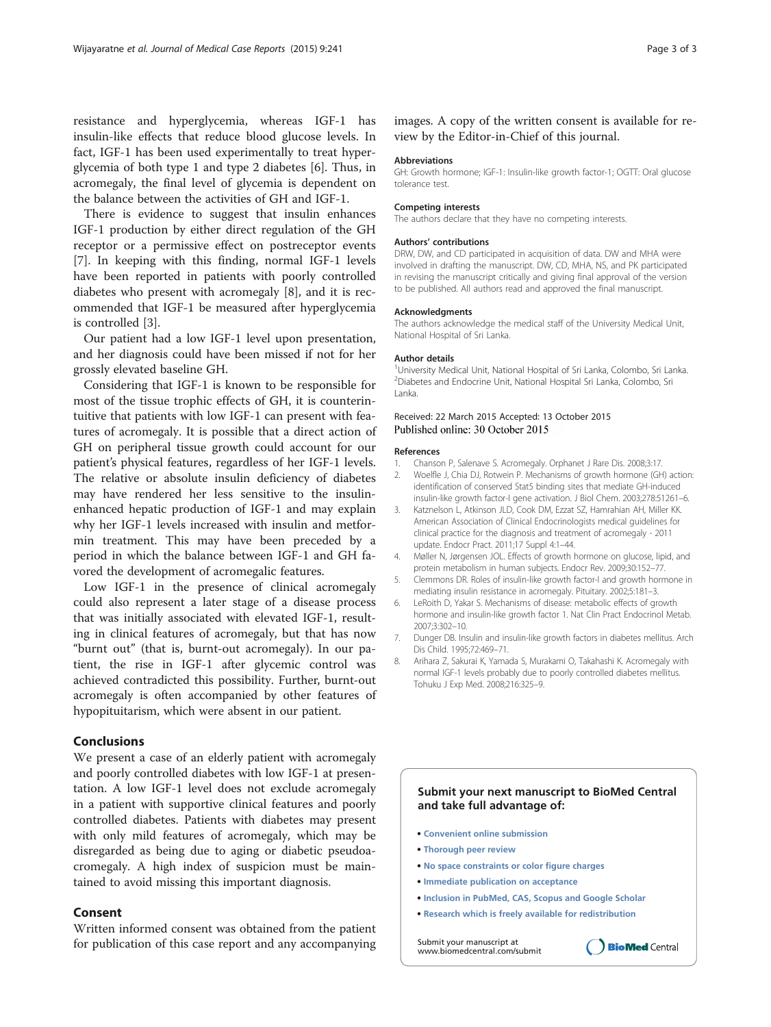resistance and hyperglycemia, whereas IGF-1 has insulin-like effects that reduce blood glucose levels. In fact, IGF-1 has been used experimentally to treat hyperglycemia of both type 1 and type 2 diabetes [6]. Thus, in acromegaly, the final level of glycemia is dependent on the balance between the activities of GH and IGF-1.

There is evidence to suggest that insulin enhances IGF-1 production by either direct regulation of the GH receptor or a permissive effect on postreceptor events [7]. In keeping with this finding, normal IGF-1 levels have been reported in patients with poorly controlled diabetes who present with acromegaly [8], and it is recommended that IGF-1 be measured after hyperglycemia is controlled [3].

Our patient had a low IGF-1 level upon presentation, and her diagnosis could have been missed if not for her grossly elevated baseline GH.

Considering that IGF-1 is known to be responsible for most of the tissue trophic effects of GH, it is counterintuitive that patients with low IGF-1 can present with features of acromegaly. It is possible that a direct action of GH on peripheral tissue growth could account for our patient's physical features, regardless of her IGF-1 levels. The relative or absolute insulin deficiency of diabetes may have rendered her less sensitive to the insulin-enhanced hepatic production of IGF-1 and may explain why her IGF-1 levels increased with insulin and metformin treatment. This may have been preceded by a period in which the balance between IGF-1 and GH favored the development of acromegalic features.

Low IGF-1 in the presence of clinical acromegaly could also represent a later stage of a disease process that was initially associated with elevated IGF-1, resulting in clinical features of acromegaly, but that has now "burnt out" (that is, burnt-out acromegaly). In our patient, the rise in IGF-1 after glycemic control was achieved contradicted this possibility. Further, burnt-out acromegaly is often accompanied by other features of hypopituitarism, which were absent in our patient.

## Conclusions

We present a case of an elderly patient with acromegaly and poorly controlled diabetes with low IGF-1 at presentation. A low IGF-1 level does not exclude acromegaly in a patient with supportive clinical features and poorly controlled diabetes. Patients with diabetes may present with only mild features of acromegaly, which may be disregarded as being due to aging or diabetic pseudoacromegaly. A high index of suspicion must be maintained to avoid missing this important diagnosis.

## Consent

Written informed consent was obtained from the patient for publication of this case report and any accompanying images. A copy of the written consent is available for review by the Editor-in-Chief of this journal.

#### Abbreviations

GH: Growth hormone; IGF-1: Insulin-like growth factor-1; OGTT: Oral glucose tolerance test.

#### Competing interests

The authors declare that they have no competing interests.

#### Authors' contributions

DRW, DW, and CD participated in acquisition of data. DW and MHA were involved in drafting the manuscript. DW, CD, MHA, NS, and PK participated in revising the manuscript critically and giving final approval of the version to be published. All authors read and approved the final manuscript.

#### Acknowledgments

The authors acknowledge the medical staff of the University Medical Unit, National Hospital of Sri Lanka.

#### Author details

[1]University Medical Unit, National Hospital of Sri Lanka, Colombo, Sri Lanka. [2]Diabetes and Endocrine Unit, National Hospital Sri Lanka, Colombo, Sri Lanka.

Received: 22 March 2015 Accepted: 13 October 2015
Published online: 30 October 2015

#### References

1. Chanson P, Salenave S. Acromegaly. Orphanet J Rare Dis. 2008;3:17.
2. Woelfle J, Chia DJ, Rotwein P. Mechanisms of growth hormone (GH) action: identification of conserved Stat5 binding sites that mediate GH-induced insulin-like growth factor-I gene activation. J Biol Chem. 2003;278:51261–6.
3. Katznelson L, Atkinson JLD, Cook DM, Ezzat SZ, Hamrahian AH, Miller KK. American Association of Clinical Endocrinologists medical guidelines for clinical practice for the diagnosis and treatment of acromegaly - 2011 update. Endocr Pract. 2011;17 Suppl 4:1–44.
4. Møller N, Jørgensen JOL. Effects of growth hormone on glucose, lipid, and protein metabolism in human subjects. Endocr Rev. 2009;30:152–77.
5. Clemmons DR. Roles of insulin-like growth factor-I and growth hormone in mediating insulin resistance in acromegaly. Pituitary. 2002;5:181–3.
6. LeRoith D, Yakar S. Mechanisms of disease: metabolic effects of growth hormone and insulin-like growth factor 1. Nat Clin Pract Endocrinol Metab. 2007;3:302–10.
7. Dunger DB. Insulin and insulin-like growth factors in diabetes mellitus. Arch Dis Child. 1995;72:469–71.
8. Arihara Z, Sakurai K, Yamada S, Murakami O, Takahashi K. Acromegaly with normal IGF-1 levels probably due to poorly controlled diabetes mellitus. Tohuku J Exp Med. 2008;216:325–9.

**Submit your next manuscript to BioMed Central and take full advantage of:**

- Convenient online submission
- Thorough peer review
- No space constraints or color figure charges
- Immediate publication on acceptance
- Inclusion in PubMed, CAS, Scopus and Google Scholar
- Research which is freely available for redistribution

Submit your manuscript at
www.biomedcentral.com/submit

BioMed Central